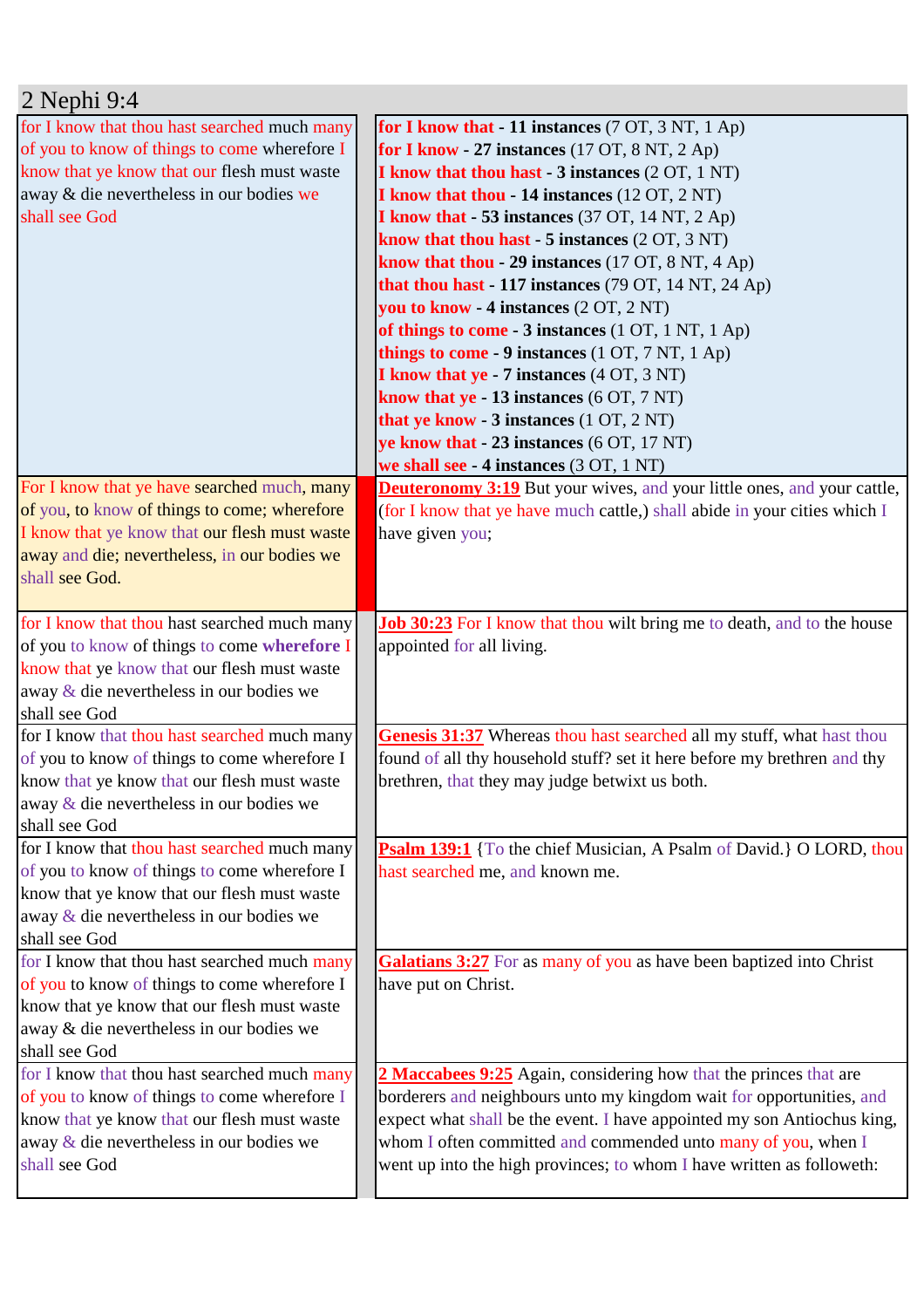## 2 Nephi 9:4

| | |
|---|---|
| for I know that thou hast searched much many of you to know of things to come wherefore I know that ye know that our flesh must waste away & die nevertheless in our bodies we shall see God | **for I know that - 11 instances** (7 OT, 3 NT, 1 Ap)<br>**for I know - 27 instances** (17 OT, 8 NT, 2 Ap)<br>**I know that thou hast - 3 instances** (2 OT, 1 NT)<br>**I know that thou - 14 instances** (12 OT, 2 NT)<br>**I know that - 53 instances** (37 OT, 14 NT, 2 Ap)<br>**know that thou hast - 5 instances** (2 OT, 3 NT)<br>**know that thou - 29 instances** (17 OT, 8 NT, 4 Ap)<br>**that thou hast - 117 instances** (79 OT, 14 NT, 24 Ap)<br>**you to know - 4 instances** (2 OT, 2 NT)<br>**of things to come - 3 instances** (1 OT, 1 NT, 1 Ap)<br>**things to come - 9 instances** (1 OT, 7 NT, 1 Ap)<br>**I know that ye - 7 instances** (4 OT, 3 NT)<br>**know that ye - 13 instances** (6 OT, 7 NT)<br>**that ye know - 3 instances** (1 OT, 2 NT)<br>**ye know that - 23 instances** (6 OT, 17 NT)<br>**we shall see - 4 instances** (3 OT, 1 NT) |
| For I know that ye have searched much, many of you, to know of things to come; wherefore I know that ye know that our flesh must waste away and die; nevertheless, in our bodies we shall see God. | **Deuteronomy 3:19** But your wives, and your little ones, and your cattle, (for I know that ye have much cattle,) shall abide in your cities which I have given you; |
| for I know that thou hast searched much many of you to know of things to come **wherefore** I know that ye know that our flesh must waste away & die nevertheless in our bodies we shall see God | **Job 30:23** For I know that thou wilt bring me to death, and to the house appointed for all living. |
| for I know that thou hast searched much many of you to know of things to come wherefore I know that ye know that our flesh must waste away & die nevertheless in our bodies we shall see God | **Genesis 31:37** Whereas thou hast searched all my stuff, what hast thou found of all thy household stuff? set it here before my brethren and thy brethren, that they may judge betwixt us both. |
| for I know that thou hast searched much many of you to know of things to come wherefore I know that ye know that our flesh must waste away & die nevertheless in our bodies we shall see God | **Psalm 139:1** {To the chief Musician, A Psalm of David.} O LORD, thou hast searched me, and known me. |
| for I know that thou hast searched much many of you to know of things to come wherefore I know that ye know that our flesh must waste away & die nevertheless in our bodies we shall see God | **Galatians 3:27** For as many of you as have been baptized into Christ have put on Christ. |
| for I know that thou hast searched much many of you to know of things to come wherefore I know that ye know that our flesh must waste away & die nevertheless in our bodies we shall see God | **2 Maccabees 9:25** Again, considering how that the princes that are borderers and neighbours unto my kingdom wait for opportunities, and expect what shall be the event. I have appointed my son Antiochus king, whom I often committed and commended unto many of you, when I went up into the high provinces; to whom I have written as followeth: |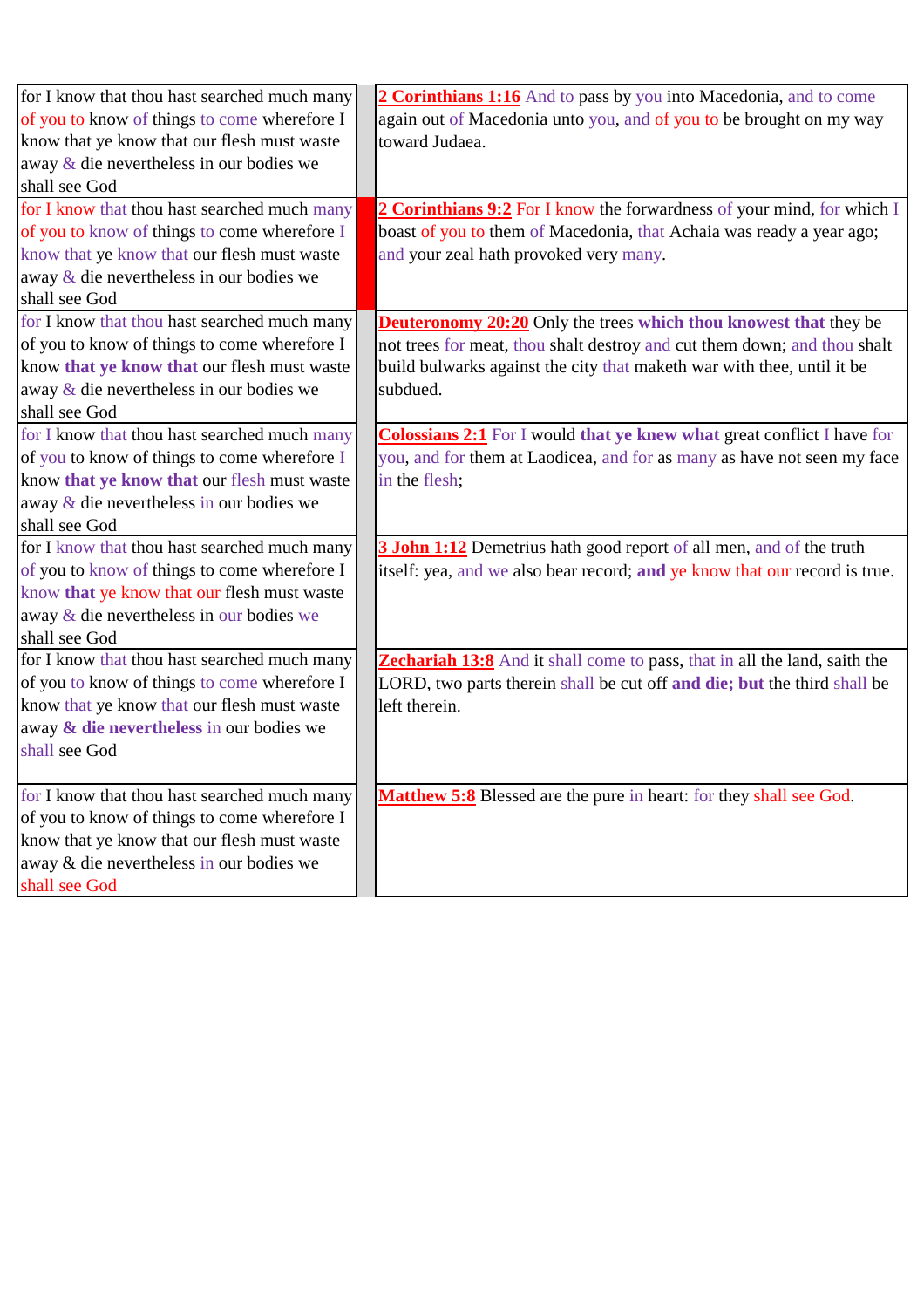| | | |
|---|---|---|
| for I know that thou hast searched much many of you to know of things to come wherefore I know that ye know that our flesh must waste away & die nevertheless in our bodies we shall see God | | **2 Corinthians 1:16** And to pass by you into Macedonia, and to come again out of Macedonia unto you, and of you to be brought on my way toward Judaea. |
| for I know that thou hast searched much many of you to know of things to come wherefore I know that ye know that our flesh must waste away & die nevertheless in our bodies we shall see God | | **2 Corinthians 9:2** For I know the forwardness of your mind, for which I boast of you to them of Macedonia, that Achaia was ready a year ago; and your zeal hath provoked very many. |
| for I know that thou hast searched much many of you to know of things to come wherefore I know **that ye know that** our flesh must waste away & die nevertheless in our bodies we shall see God | | **Deuteronomy 20:20** Only the trees **which thou knowest that** they be not trees for meat, thou shalt destroy and cut them down; and thou shalt build bulwarks against the city that maketh war with thee, until it be subdued. |
| for I know that thou hast searched much many of you to know of things to come wherefore I know **that ye know that** our flesh must waste away & die nevertheless in our bodies we shall see God | | **Colossians 2:1** For I would **that ye knew what** great conflict I have for you, and for them at Laodicea, and for as many as have not seen my face in the flesh; |
| for I know that thou hast searched much many of you to know of things to come wherefore I know **that** ye know that our flesh must waste away & die nevertheless in our bodies we shall see God | | **3 John 1:12** Demetrius hath good report of all men, and of the truth itself: yea, and we also bear record; **and** ye know that our record is true. |
| for I know that thou hast searched much many of you to know of things to come wherefore I know that ye know that our flesh must waste away **& die nevertheless** in our bodies we shall see God | | **Zechariah 13:8** And it shall come to pass, that in all the land, saith the LORD, two parts therein shall be cut off **and die; but** the third shall be left therein. |
| for I know that thou hast searched much many of you to know of things to come wherefore I know that ye know that our flesh must waste away & die nevertheless in our bodies we shall see God | | **Matthew 5:8** Blessed are the pure in heart: for they shall see God. |